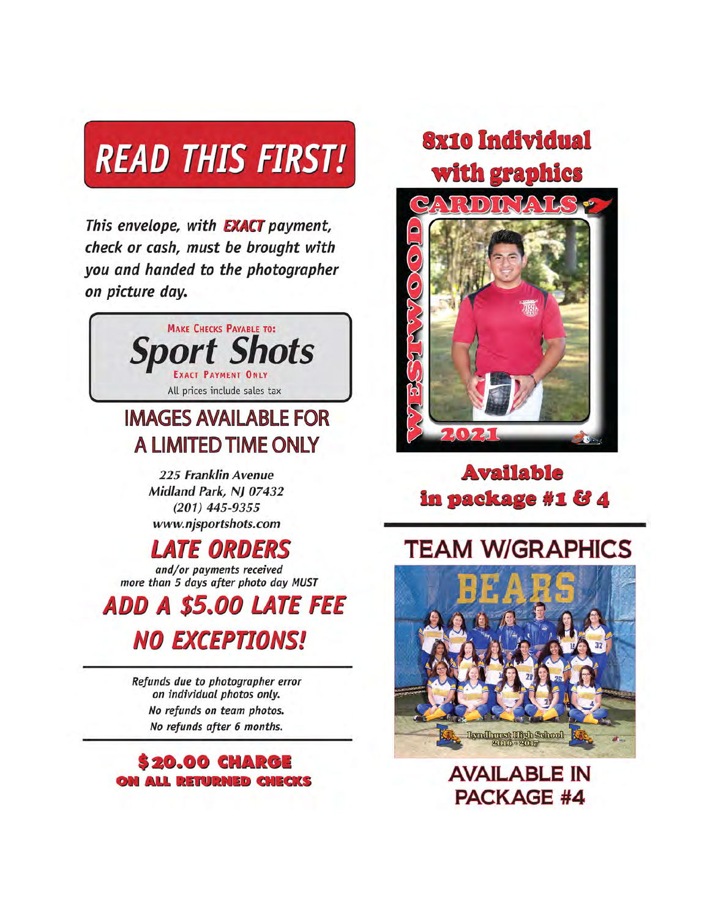# READ THIS FIRST!

*This envelope, with **EXACT** payment, check or cash, must be brought with you and handed to the photographer on picture day.*

MAKE CHECKS PAYABLE TO:

**Sport Shots**

EXACT PAYMENT ONLY

All prices include sales tax

## IMAGES AVAILABLE FOR A LIMITED TIME ONLY

*225 Franklin Avenue*
*Midland Park, NJ 07432*
*(201) 445-9355*
*www.njsportshots.com*

## *LATE ORDERS*

*and/or payments received more than 5 days after photo day MUST*

## *ADD A $5.00 LATE FEE*

## *NO EXCEPTIONS!*

*Refunds due to photographer error on individual photos only.*
*No refunds on team photos.*
*No refunds after 6 months.*

**$20.00 CHARGE**
**ON ALL RETURNED CHECKS**

## 8x10 Individual with graphics

**Available in package #1 & 4**

## TEAM W/GRAPHICS

**AVAILABLE IN PACKAGE #4**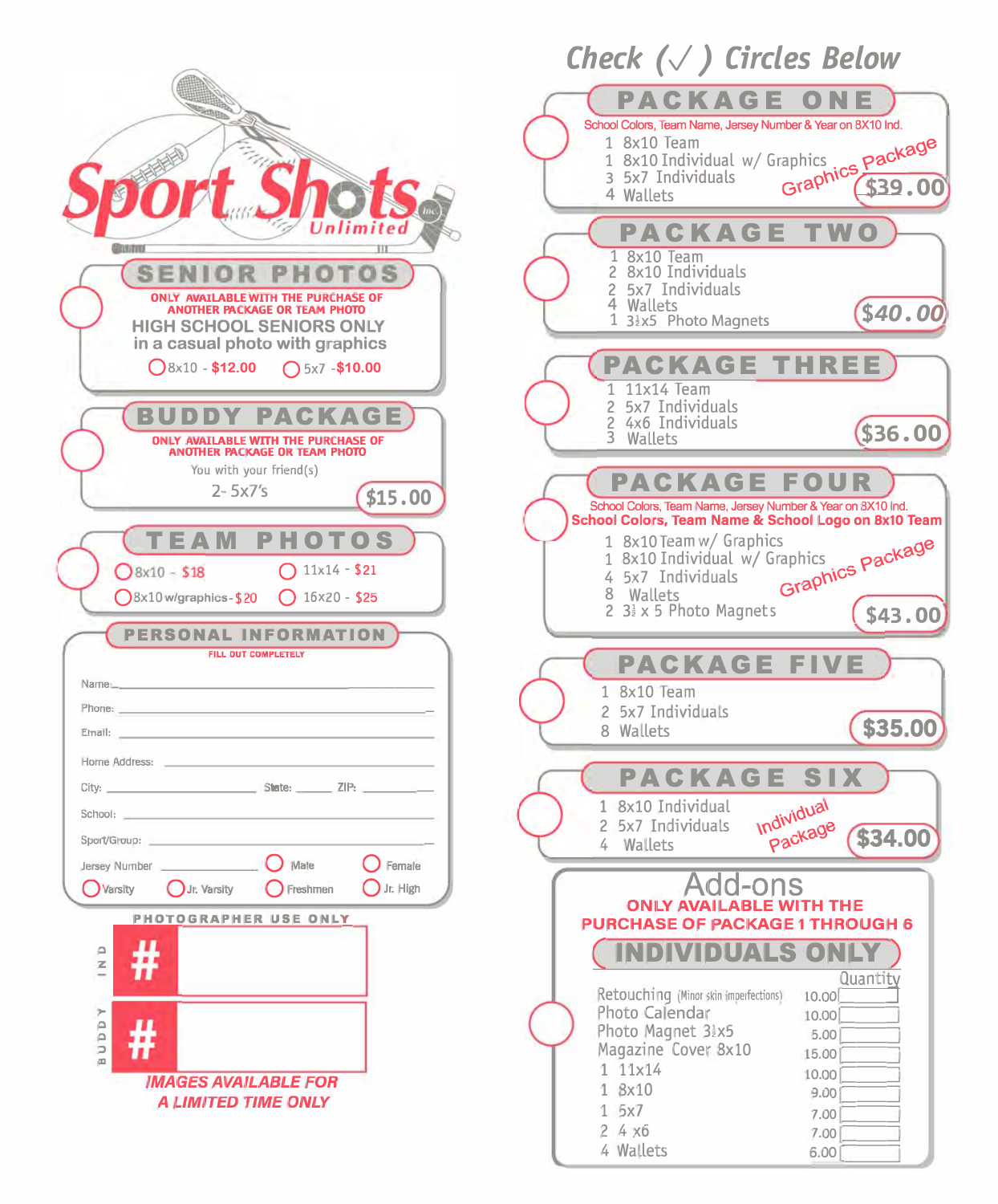# Sport Shots Unlimited

## SENIOR PHOTOS

**ONLY AVAILABLE WITH THE PURCHASE OF ANOTHER PACKAGE OR TEAM PHOTO**

HIGH SCHOOL SENIORS ONLY
in a casual photo with graphics

○ 8x10 - **$12.00**   ○ 5x7 - **$10.00**

## BUDDY PACKAGE

**ONLY AVAILABLE WITH THE PURCHASE OF ANOTHER PACKAGE OR TEAM PHOTO**

You with your friend(s)

2- 5x7's

**$15.00**

## TEAM PHOTOS

○ 8x10 - $18   ○ 11x14 - $21

○ 8x10 w/graphics - $20   ○ 16x20 - $25

## PERSONAL INFORMATION

FILL OUT COMPLETELY

Name: ______________________

Phone: ______________________

Email: ______________________

Home Address: ______________________

City: ____________ State: _____ ZIP: _______

School: ______________________

Sport/Group: ______________________

Jersey Number ________ ○ Male ○ Female

○ Varsity ○ Jr. Varsity ○ Freshmen ○ Jr. High

**PHOTOGRAPHER USE ONLY**

IND #

BUDDY #

***IMAGES AVAILABLE FOR A LIMITED TIME ONLY***

## *Check (✓) Circles Below*

## PACKAGE ONE

School Colors, Team Name, Jersey Number & Year on 8X10 Ind.

- 1 8x10 Team
- 1 8x10 Individual w/ Graphics
- 3 5x7 Individuals
- 4 Wallets

Graphics Package

**$39.00**

## PACKAGE TWO

- 1 8x10 Team
- 2 8x10 Individuals
- 2 5x7 Individuals
- 4 Wallets
- 1 3½x5 Photo Magnets

**$40.00**

## PACKAGE THREE

- 1 11x14 Team
- 2 5x7 Individuals
- 2 4x6 Individuals
- 3 Wallets

**$36.00**

## PACKAGE FOUR

School Colors, Team Name, Jersey Number & Year on 8X10 Ind.
**School Colors, Team Name & School Logo on 8x10 Team**

- 1 8x10 Team w/ Graphics
- 1 8x10 Individual w/ Graphics
- 4 5x7 Individuals
- 8 Wallets
- 2 3½ x 5 Photo Magnets

Graphics Package

**$43.00**

## PACKAGE FIVE

- 1 8x10 Team
- 2 5x7 Individuals
- 8 Wallets

**$35.00**

## PACKAGE SIX

- 1 8x10 Individual
- 2 5x7 Individuals
- 4 Wallets

Individual Package

**$34.00**

## Add-ons

**ONLY AVAILABLE WITH THE PURCHASE OF PACKAGE 1 THROUGH 6**

### INDIVIDUALS ONLY

| Item | Price | Quantity |
|---|---|---|
| Retouching (Minor skin imperfections) | 10.00 | |
| Photo Calendar | 10.00 | |
| Photo Magnet 3½x5 | 5.00 | |
| Magazine Cover 8x10 | 15.00 | |
| 1 11x14 | 10.00 | |
| 1 8x10 | 9.00 | |
| 1 5x7 | 7.00 | |
| 2 4 x6 | 7.00 | |
| 4 Wallets | 6.00 | |